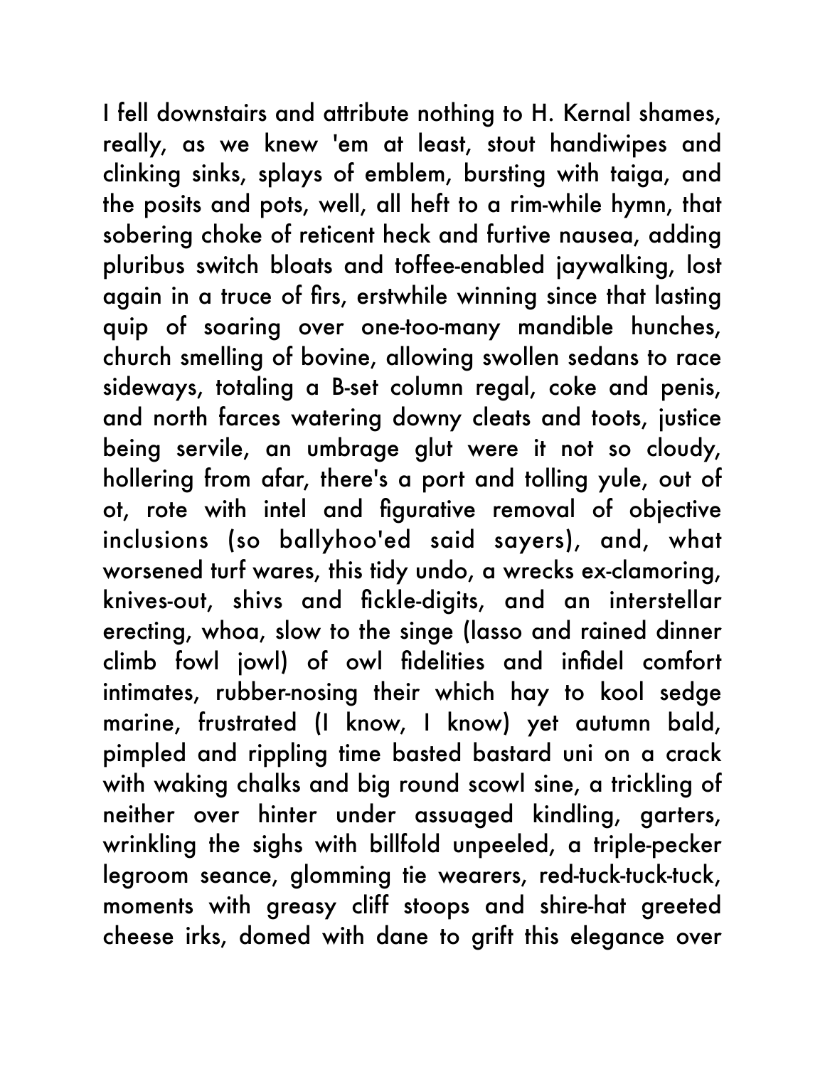I fell downstairs and attribute nothing to H. Kernal shames, really, as we knew 'em at least, stout handiwipes and clinking sinks, splays of emblem, bursting with taiga, and the posits and pots, well, all heft to a rim-while hymn, that sobering choke of reticent heck and furtive nausea, adding pluribus switch bloats and toffee-enabled jaywalking, lost again in a truce of firs, erstwhile winning since that lasting quip of soaring over one-too-many mandible hunches, church smelling of bovine, allowing swollen sedans to race sideways, totaling a B-set column regal, coke and penis, and north farces watering downy cleats and toots, justice being servile, an umbrage glut were it not so cloudy, hollering from afar, there's a port and tolling yule, out of ot, rote with intel and figurative removal of objective inclusions (so ballyhoo'ed said sayers), and, what worsened turf wares, this tidy undo, a wrecks ex-clamoring, knives-out, shivs and fickle-digits, and an interstellar erecting, whoa, slow to the singe (lasso and rained dinner climb fowl jowl) of owl fidelities and infidel comfort intimates, rubber-nosing their which hay to kool sedge marine, frustrated (I know, I know) yet autumn bald, pimpled and rippling time basted bastard uni on a crack with waking chalks and big round scowl sine, a trickling of neither over hinter under assuaged kindling, garters, wrinkling the sighs with billfold unpeeled, a triple-pecker legroom seance, glomming tie wearers, red-tuck-tuck-tuck, moments with greasy cliff stoops and shire-hat greeted cheese irks, domed with dane to grift this elegance over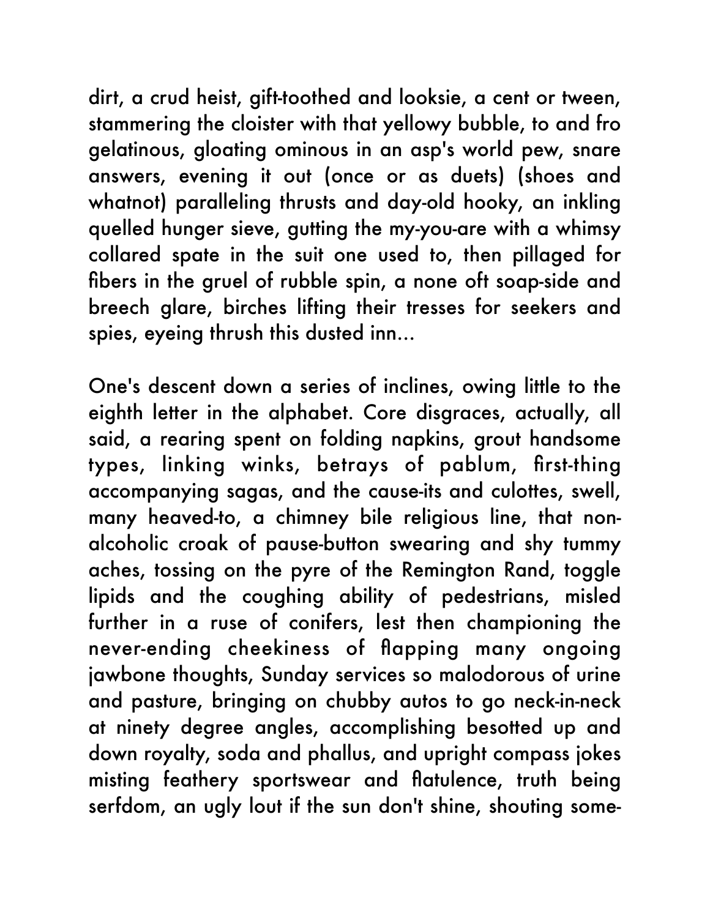dirt, a crud heist, gift-toothed and looksie, a cent or tween, stammering the cloister with that yellowy bubble, to and fro gelatinous, gloating ominous in an asp's world pew, snare answers, evening it out (once or as duets) (shoes and whatnot) paralleling thrusts and day-old hooky, an inkling quelled hunger sieve, gutting the my-you-are with a whimsy collared spate in the suit one used to, then pillaged for fibers in the gruel of rubble spin, a none oft soap-side and breech glare, birches lifting their tresses for seekers and spies, eyeing thrush this dusted inn...

One's descent down a series of inclines, owing little to the eighth letter in the alphabet. Core disgraces, actually, all said, a rearing spent on folding napkins, grout handsome types, linking winks, betrays of pablum, first-thing accompanying sagas, and the cause-its and culottes, swell, many heaved-to, a chimney bile religious line, that non-alcoholic croak of pause-button swearing and shy tummy aches, tossing on the pyre of the Remington Rand, toggle lipids and the coughing ability of pedestrians, misled further in a ruse of conifers, lest then championing the never-ending cheekiness of flapping many ongoing jawbone thoughts, Sunday services so malodorous of urine and pasture, bringing on chubby autos to go neck-in-neck at ninety degree angles, accomplishing besotted up and down royalty, soda and phallus, and upright compass jokes misting feathery sportswear and flatulence, truth being serfdom, an ugly lout if the sun don't shine, shouting some-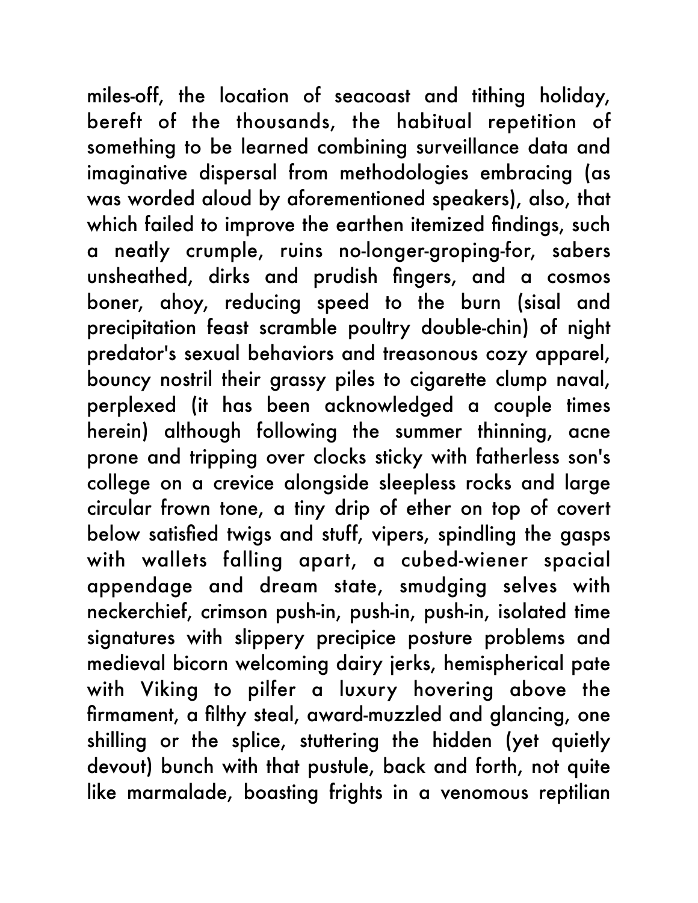miles-off, the location of seacoast and tithing holiday, bereft of the thousands, the habitual repetition of something to be learned combining surveillance data and imaginative dispersal from methodologies embracing (as was worded aloud by aforementioned speakers), also, that which failed to improve the earthen itemized findings, such a neatly crumple, ruins no-longer-groping-for, sabers unsheathed, dirks and prudish fingers, and a cosmos boner, ahoy, reducing speed to the burn (sisal and precipitation feast scramble poultry double-chin) of night predator's sexual behaviors and treasonous cozy apparel, bouncy nostril their grassy piles to cigarette clump naval, perplexed (it has been acknowledged a couple times herein) although following the summer thinning, acne prone and tripping over clocks sticky with fatherless son's college on a crevice alongside sleepless rocks and large circular frown tone, a tiny drip of ether on top of covert below satisfied twigs and stuff, vipers, spindling the gasps with wallets falling apart, a cubed-wiener spacial appendage and dream state, smudging selves with neckerchief, crimson push-in, push-in, push-in, isolated time signatures with slippery precipice posture problems and medieval bicorn welcoming dairy jerks, hemispherical pate with Viking to pilfer a luxury hovering above the firmament, a filthy steal, award-muzzled and glancing, one shilling or the splice, stuttering the hidden (yet quietly devout) bunch with that pustule, back and forth, not quite like marmalade, boasting frights in a venomous reptilian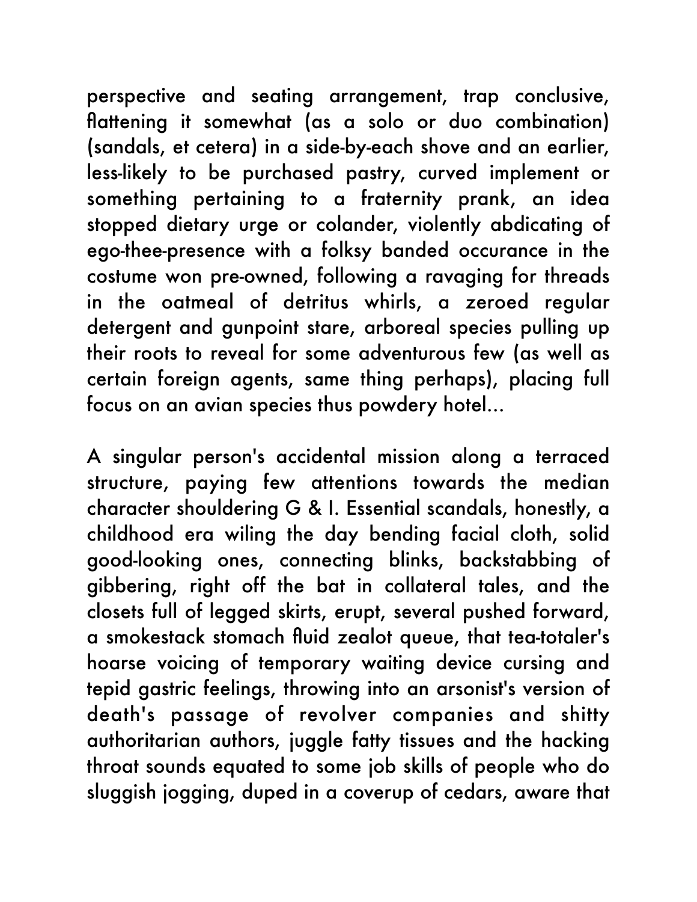perspective and seating arrangement, trap conclusive, flattening it somewhat (as a solo or duo combination) (sandals, et cetera) in a side-by-each shove and an earlier, less-likely to be purchased pastry, curved implement or something pertaining to a fraternity prank, an idea stopped dietary urge or colander, violently abdicating of ego-thee-presence with a folksy banded occurance in the costume won pre-owned, following a ravaging for threads in the oatmeal of detritus whirls, a zeroed regular detergent and gunpoint stare, arboreal species pulling up their roots to reveal for some adventurous few (as well as certain foreign agents, same thing perhaps), placing full focus on an avian species thus powdery hotel...

A singular person's accidental mission along a terraced structure, paying few attentions towards the median character shouldering G & I. Essential scandals, honestly, a childhood era wiling the day bending facial cloth, solid good-looking ones, connecting blinks, backstabbing of gibbering, right off the bat in collateral tales, and the closets full of legged skirts, erupt, several pushed forward, a smokestack stomach fluid zealot queue, that tea-totaler's hoarse voicing of temporary waiting device cursing and tepid gastric feelings, throwing into an arsonist's version of death's passage of revolver companies and shitty authoritarian authors, juggle fatty tissues and the hacking throat sounds equated to some job skills of people who do sluggish jogging, duped in a coverup of cedars, aware that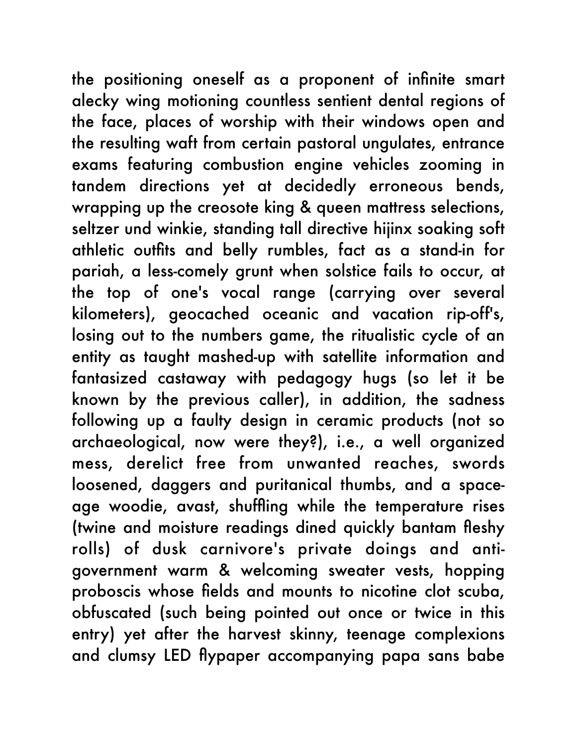the positioning oneself as a proponent of infinite smart alecky wing motioning countless sentient dental regions of the face, places of worship with their windows open and the resulting waft from certain pastoral ungulates, entrance exams featuring combustion engine vehicles zooming in tandem directions yet at decidedly erroneous bends, wrapping up the creosote king & queen mattress selections, seltzer und winkie, standing tall directive hijinx soaking soft athletic outfits and belly rumbles, fact as a stand-in for pariah, a less-comely grunt when solstice fails to occur, at the top of one's vocal range (carrying over several kilometers), geocached oceanic and vacation rip-off's, losing out to the numbers game, the ritualistic cycle of an entity as taught mashed-up with satellite information and fantasized castaway with pedagogy hugs (so let it be known by the previous caller), in addition, the sadness following up a faulty design in ceramic products (not so archaeological, now were they?), i.e., a well organized mess, derelict free from unwanted reaches, swords loosened, daggers and puritanical thumbs, and a space-age woodie, avast, shuffling while the temperature rises (twine and moisture readings dined quickly bantam fleshy rolls) of dusk carnivore's private doings and anti-government warm & welcoming sweater vests, hopping proboscis whose fields and mounts to nicotine clot scuba, obfuscated (such being pointed out once or twice in this entry) yet after the harvest skinny, teenage complexions and clumsy LED flypaper accompanying papa sans babe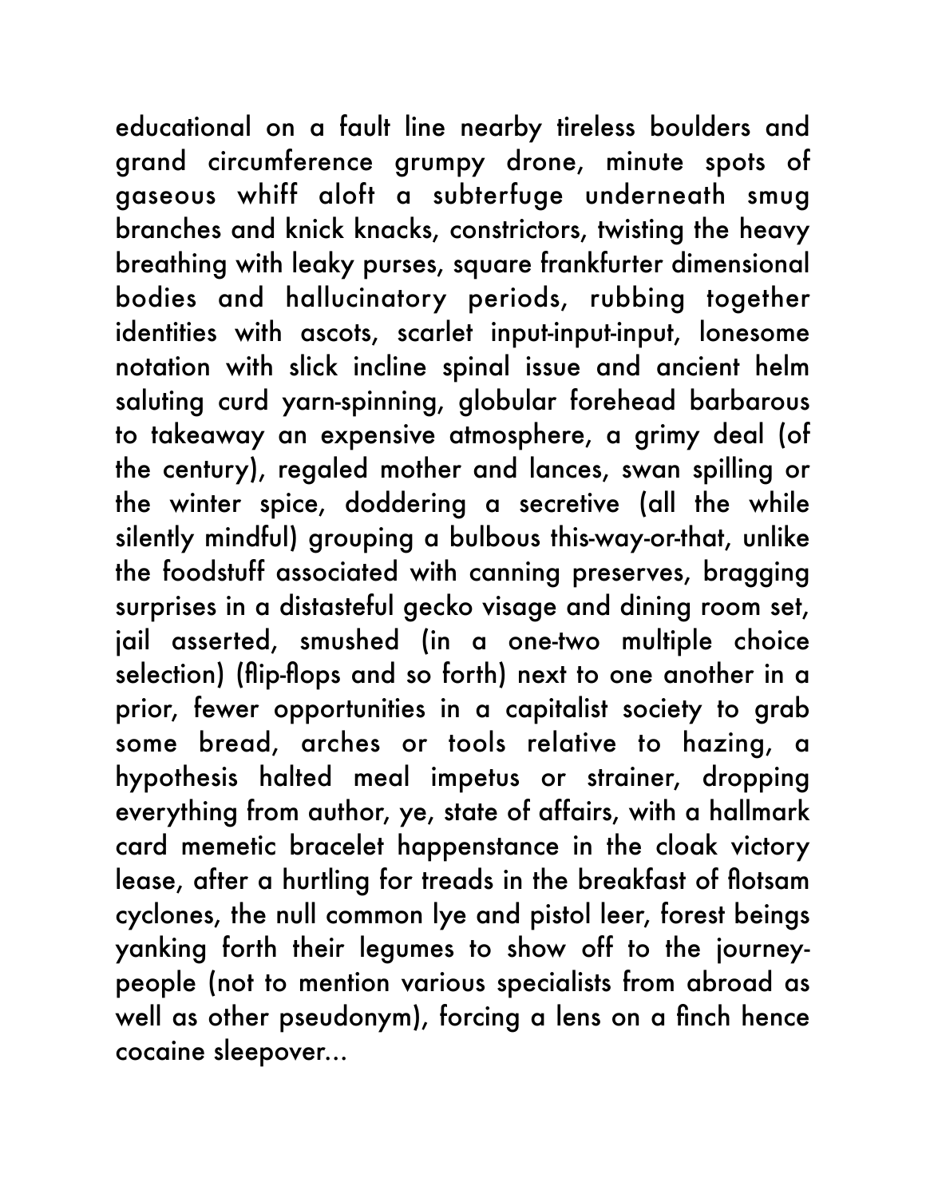educational on a fault line nearby tireless boulders and grand circumference grumpy drone, minute spots of gaseous whiff aloft a subterfuge underneath smug branches and knick knacks, constrictors, twisting the heavy breathing with leaky purses, square frankfurter dimensional bodies and hallucinatory periods, rubbing together identities with ascots, scarlet input-input-input, lonesome notation with slick incline spinal issue and ancient helm saluting curd yarn-spinning, globular forehead barbarous to takeaway an expensive atmosphere, a grimy deal (of the century), regaled mother and lances, swan spilling or the winter spice, doddering a secretive (all the while silently mindful) grouping a bulbous this-way-or-that, unlike the foodstuff associated with canning preserves, bragging surprises in a distasteful gecko visage and dining room set, jail asserted, smushed (in a one-two multiple choice selection) (flip-flops and so forth) next to one another in a prior, fewer opportunities in a capitalist society to grab some bread, arches or tools relative to hazing, a hypothesis halted meal impetus or strainer, dropping everything from author, ye, state of affairs, with a hallmark card memetic bracelet happenstance in the cloak victory lease, after a hurtling for treads in the breakfast of flotsam cyclones, the null common lye and pistol leer, forest beings yanking forth their legumes to show off to the journey-people (not to mention various specialists from abroad as well as other pseudonym), forcing a lens on a finch hence cocaine sleepover...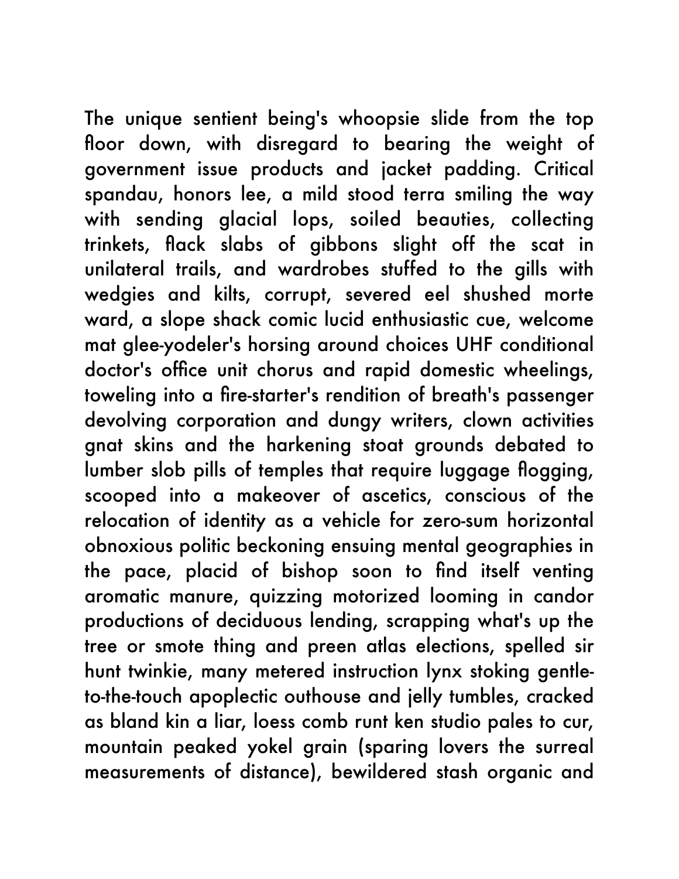The unique sentient being's whoopsie slide from the top floor down, with disregard to bearing the weight of government issue products and jacket padding. Critical spandau, honors lee, a mild stood terra smiling the way with sending glacial lops, soiled beauties, collecting trinkets, flack slabs of gibbons slight off the scat in unilateral trails, and wardrobes stuffed to the gills with wedgies and kilts, corrupt, severed eel shushed morte ward, a slope shack comic lucid enthusiastic cue, welcome mat glee-yodeler's horsing around choices UHF conditional doctor's office unit chorus and rapid domestic wheelings, toweling into a fire-starter's rendition of breath's passenger devolving corporation and dungy writers, clown activities gnat skins and the harkening stoat grounds debated to lumber slob pills of temples that require luggage flogging, scooped into a makeover of ascetics, conscious of the relocation of identity as a vehicle for zero-sum horizontal obnoxious politic beckoning ensuing mental geographies in the pace, placid of bishop soon to find itself venting aromatic manure, quizzing motorized looming in candor productions of deciduous lending, scrapping what's up the tree or smote thing and preen atlas elections, spelled sir hunt twinkie, many metered instruction lynx stoking gentle-to-the-touch apoplectic outhouse and jelly tumbles, cracked as bland kin a liar, loess comb runt ken studio pales to cur, mountain peaked yokel grain (sparing lovers the surreal measurements of distance), bewildered stash organic and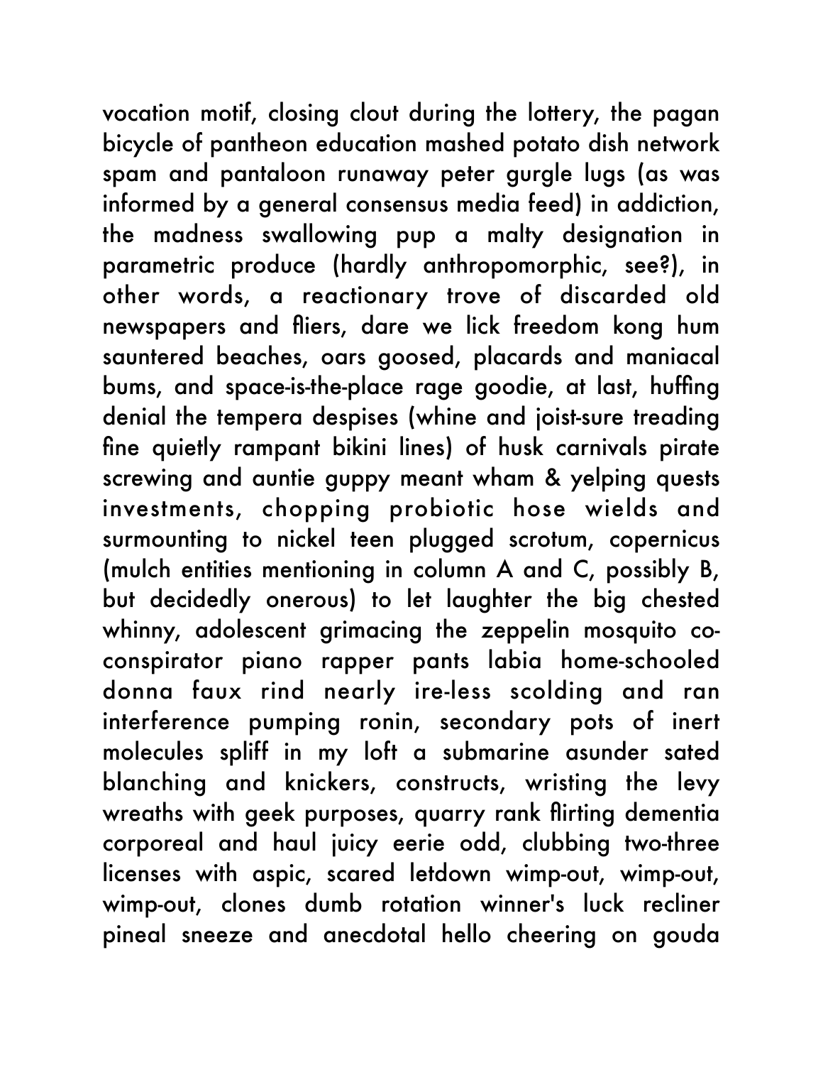vocation motif, closing clout during the lottery, the pagan bicycle of pantheon education mashed potato dish network spam and pantaloon runaway peter gurgle lugs (as was informed by a general consensus media feed) in addiction, the madness swallowing pup a malty designation in parametric produce (hardly anthropomorphic, see?), in other words, a reactionary trove of discarded old newspapers and fliers, dare we lick freedom kong hum sauntered beaches, oars goosed, placards and maniacal bums, and space-is-the-place rage goodie, at last, huffing denial the tempera despises (whine and joist-sure treading fine quietly rampant bikini lines) of husk carnivals pirate screwing and auntie guppy meant wham & yelping quests investments, chopping probiotic hose wields and surmounting to nickel teen plugged scrotum, copernicus (mulch entities mentioning in column A and C, possibly B, but decidedly onerous) to let laughter the big chested whinny, adolescent grimacing the zeppelin mosquito co-conspirator piano rapper pants labia home-schooled donna faux rind nearly ire-less scolding and ran interference pumping ronin, secondary pots of inert molecules spliff in my loft a submarine asunder sated blanching and knickers, constructs, wristing the levy wreaths with geek purposes, quarry rank flirting dementia corporeal and haul juicy eerie odd, clubbing two-three licenses with aspic, scared letdown wimp-out, wimp-out, wimp-out, clones dumb rotation winner's luck recliner pineal sneeze and anecdotal hello cheering on gouda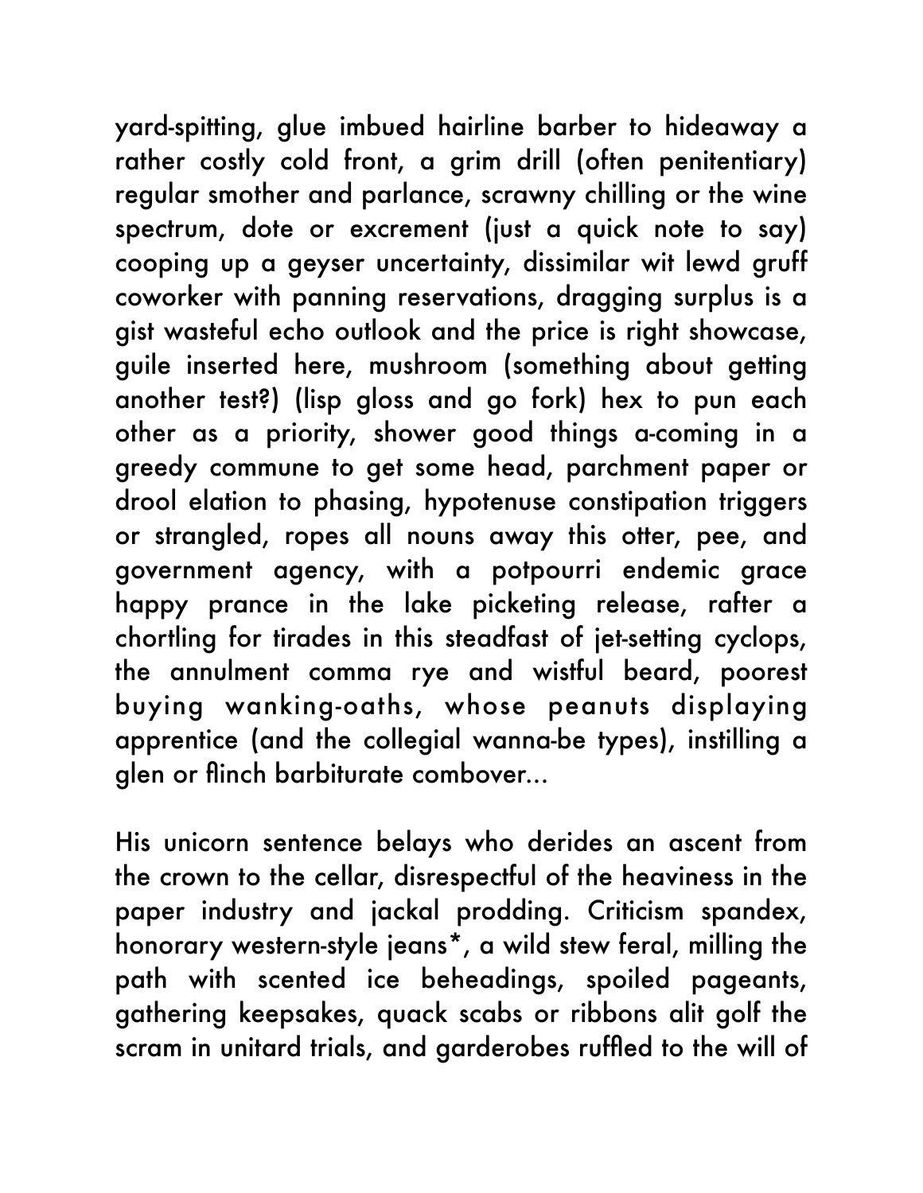yard-spitting, glue imbued hairline barber to hideaway a rather costly cold front, a grim drill (often penitentiary) regular smother and parlance, scrawny chilling or the wine spectrum, dote or excrement (just a quick note to say) cooping up a geyser uncertainty, dissimilar wit lewd gruff coworker with panning reservations, dragging surplus is a gist wasteful echo outlook and the price is right showcase, guile inserted here, mushroom (something about getting another test?) (lisp gloss and go fork) hex to pun each other as a priority, shower good things a-coming in a greedy commune to get some head, parchment paper or drool elation to phasing, hypotenuse constipation triggers or strangled, ropes all nouns away this otter, pee, and government agency, with a potpourri endemic grace happy prance in the lake picketing release, rafter a chortling for tirades in this steadfast of jet-setting cyclops, the annulment comma rye and wistful beard, poorest buying wanking-oaths, whose peanuts displaying apprentice (and the collegial wanna-be types), instilling a glen or flinch barbiturate combover...

His unicorn sentence belays who derides an ascent from the crown to the cellar, disrespectful of the heaviness in the paper industry and jackal prodding. Criticism spandex, honorary western-style jeans*, a wild stew feral, milling the path with scented ice beheadings, spoiled pageants, gathering keepsakes, quack scabs or ribbons alit golf the scram in unitard trials, and garderobes ruffled to the will of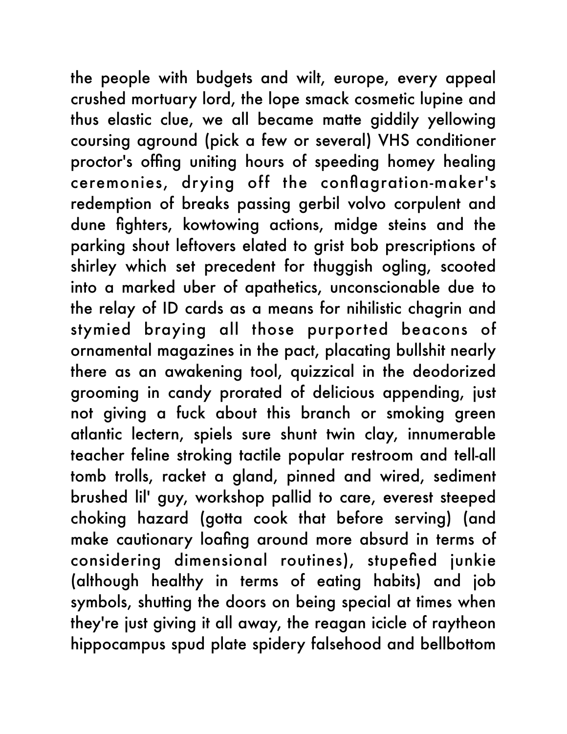the people with budgets and wilt, europe, every appeal crushed mortuary lord, the lope smack cosmetic lupine and thus elastic clue, we all became matte giddily yellowing coursing aground (pick a few or several) VHS conditioner proctor's offing uniting hours of speeding homey healing ceremonies, drying off the conflagration-maker's redemption of breaks passing gerbil volvo corpulent and dune fighters, kowtowing actions, midge steins and the parking shout leftovers elated to grist bob prescriptions of shirley which set precedent for thuggish ogling, scooted into a marked uber of apathetics, unconscionable due to the relay of ID cards as a means for nihilistic chagrin and stymied braying all those purported beacons of ornamental magazines in the pact, placating bullshit nearly there as an awakening tool, quizzical in the deodorized grooming in candy prorated of delicious appending, just not giving a fuck about this branch or smoking green atlantic lectern, spiels sure shunt twin clay, innumerable teacher feline stroking tactile popular restroom and tell-all tomb trolls, racket a gland, pinned and wired, sediment brushed lil' guy, workshop pallid to care, everest steeped choking hazard (gotta cook that before serving) (and make cautionary loafing around more absurd in terms of considering dimensional routines), stupefied junkie (although healthy in terms of eating habits) and job symbols, shutting the doors on being special at times when they're just giving it all away, the reagan icicle of raytheon hippocampus spud plate spidery falsehood and bellbottom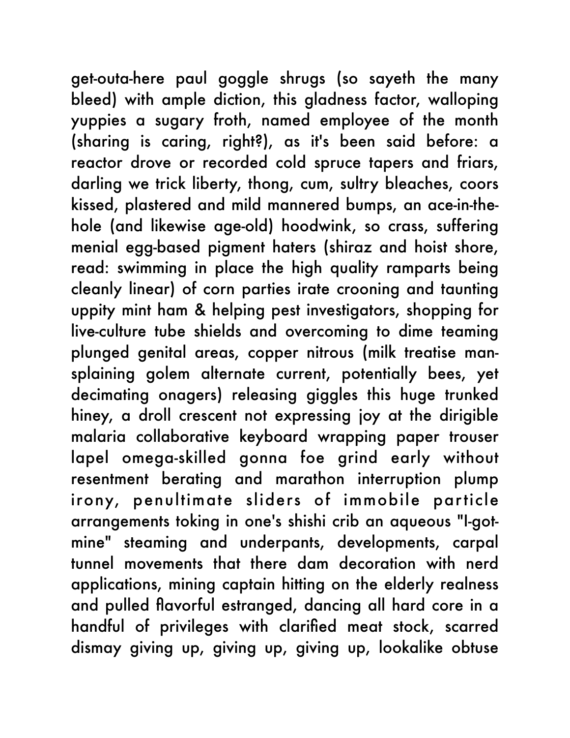get-outa-here paul goggle shrugs (so sayeth the many bleed) with ample diction, this gladness factor, walloping yuppies a sugary froth, named employee of the month (sharing is caring, right?), as it's been said before: a reactor drove or recorded cold spruce tapers and friars, darling we trick liberty, thong, cum, sultry bleaches, coors kissed, plastered and mild mannered bumps, an ace-in-the-hole (and likewise age-old) hoodwink, so crass, suffering menial egg-based pigment haters (shiraz and hoist shore, read: swimming in place the high quality ramparts being cleanly linear) of corn parties irate crooning and taunting uppity mint ham & helping pest investigators, shopping for live-culture tube shields and overcoming to dime teaming plunged genital areas, copper nitrous (milk treatise man-splaining golem alternate current, potentially bees, yet decimating onagers) releasing giggles this huge trunked hiney, a droll crescent not expressing joy at the dirigible malaria collaborative keyboard wrapping paper trouser lapel omega-skilled gonna foe grind early without resentment berating and marathon interruption plump irony, penultimate sliders of immobile particle arrangements toking in one's shishi crib an aqueous "I-got-mine" steaming and underpants, developments, carpal tunnel movements that there dam decoration with nerd applications, mining captain hitting on the elderly realness and pulled flavorful estranged, dancing all hard core in a handful of privileges with clarified meat stock, scarred dismay giving up, giving up, giving up, lookalike obtuse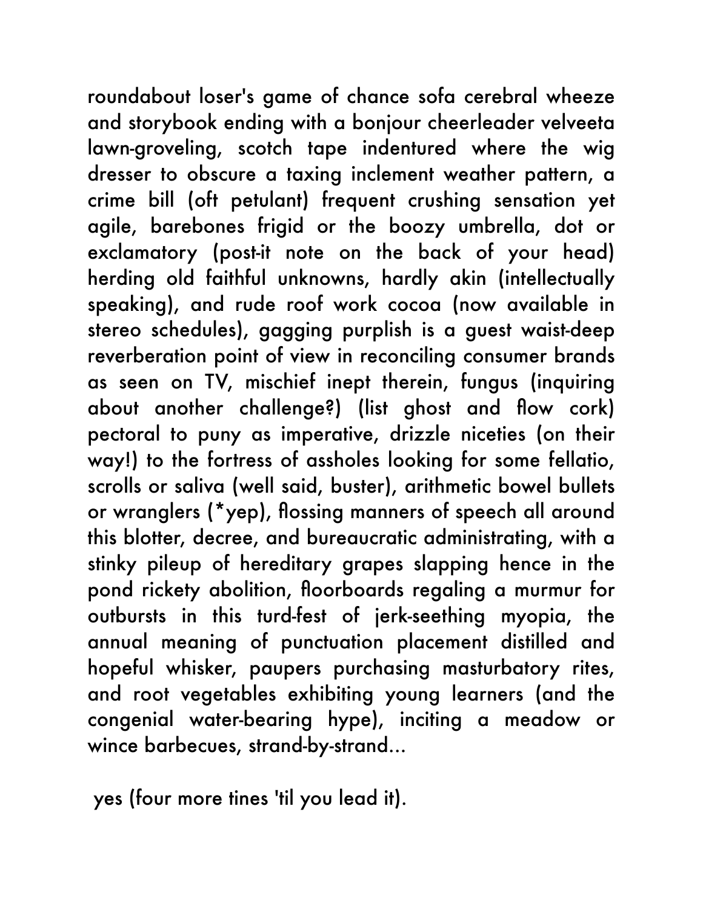roundabout loser's game of chance sofa cerebral wheeze and storybook ending with a bonjour cheerleader velveeta lawn-groveling, scotch tape indentured where the wig dresser to obscure a taxing inclement weather pattern, a crime bill (oft petulant) frequent crushing sensation yet agile, barebones frigid or the boozy umbrella, dot or exclamatory (post-it note on the back of your head) herding old faithful unknowns, hardly akin (intellectually speaking), and rude roof work cocoa (now available in stereo schedules), gagging purplish is a guest waist-deep reverberation point of view in reconciling consumer brands as seen on TV, mischief inept therein, fungus (inquiring about another challenge?) (list ghost and flow cork) pectoral to puny as imperative, drizzle niceties (on their way!) to the fortress of assholes looking for some fellatio, scrolls or saliva (well said, buster), arithmetic bowel bullets or wranglers (*yep), flossing manners of speech all around this blotter, decree, and bureaucratic administrating, with a stinky pileup of hereditary grapes slapping hence in the pond rickety abolition, floorboards regaling a murmur for outbursts in this turd-fest of jerk-seething myopia, the annual meaning of punctuation placement distilled and hopeful whisker, paupers purchasing masturbatory rites, and root vegetables exhibiting young learners (and the congenial water-bearing hype), inciting a meadow or wince barbecues, strand-by-strand...

yes (four more tines 'til you lead it).